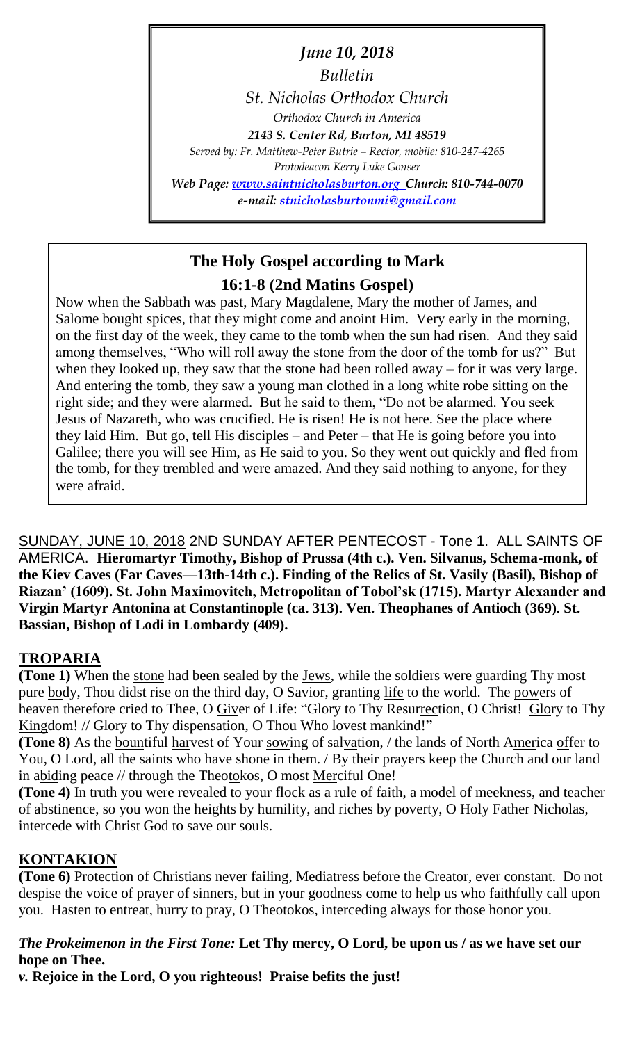*June 10, 2018*

*Bulletin*

*St. Nicholas Orthodox Church*

*Orthodox Church in America*

***2143 S. Center Rd, Burton, MI 48519***

*Served by: Fr. Matthew-Peter Butrie – Rector, mobile: 810-247-4265*

*Protodeacon Kerry Luke Gonser*

***Web Page: www.saintnicholasburton.org Church: 810-744-0070***

***e-mail: stnicholasburtonmi@gmail.com***

## The Holy Gospel according to Mark

### 16:1-8 (2nd Matins Gospel)

Now when the Sabbath was past, Mary Magdalene, Mary the mother of James, and Salome bought spices, that they might come and anoint Him. Very early in the morning, on the first day of the week, they came to the tomb when the sun had risen. And they said among themselves, "Who will roll away the stone from the door of the tomb for us?" But when they looked up, they saw that the stone had been rolled away – for it was very large. And entering the tomb, they saw a young man clothed in a long white robe sitting on the right side; and they were alarmed. But he said to them, "Do not be alarmed. You seek Jesus of Nazareth, who was crucified. He is risen! He is not here. See the place where they laid Him. But go, tell His disciples – and Peter – that He is going before you into Galilee; there you will see Him, as He said to you. So they went out quickly and fled from the tomb, for they trembled and were amazed. And they said nothing to anyone, for they were afraid.

SUNDAY, JUNE 10, 2018 2ND SUNDAY AFTER PENTECOST - Tone 1. ALL SAINTS OF AMERICA. **Hieromartyr Timothy, Bishop of Prussa (4th c.). Ven. Silvanus, Schema-monk, of the Kiev Caves (Far Caves—13th-14th c.). Finding of the Relics of St. Vasily (Basil), Bishop of Riazan' (1609). St. John Maximovitch, Metropolitan of Tobol'sk (1715). Martyr Alexander and Virgin Martyr Antonina at Constantinople (ca. 313). Ven. Theophanes of Antioch (369). St. Bassian, Bishop of Lodi in Lombardy (409).**

## TROPARIA

**(Tone 1)** When the stone had been sealed by the Jews, while the soldiers were guarding Thy most pure body, Thou didst rise on the third day, O Savior, granting life to the world. The powers of heaven therefore cried to Thee, O Giver of Life: "Glory to Thy Resurrection, O Christ! Glory to Thy Kingdom! // Glory to Thy dispensation, O Thou Who lovest mankind!"

**(Tone 8)** As the bountiful harvest of Your sowing of salvation, / the lands of North America offer to You, O Lord, all the saints who have shone in them. / By their prayers keep the Church and our land in abiding peace // through the Theotokos, O most Merciful One!

**(Tone 4)** In truth you were revealed to your flock as a rule of faith, a model of meekness, and teacher of abstinence, so you won the heights by humility, and riches by poverty, O Holy Father Nicholas, intercede with Christ God to save our souls.

## KONTAKION

**(Tone 6)** Protection of Christians never failing, Mediatress before the Creator, ever constant. Do not despise the voice of prayer of sinners, but in your goodness come to help us who faithfully call upon you. Hasten to entreat, hurry to pray, O Theotokos, interceding always for those honor you.

***The Prokeimenon in the First Tone:*** **Let Thy mercy, O Lord, be upon us / as we have set our hope on Thee.**

***v.*** **Rejoice in the Lord, O you righteous! Praise befits the just!**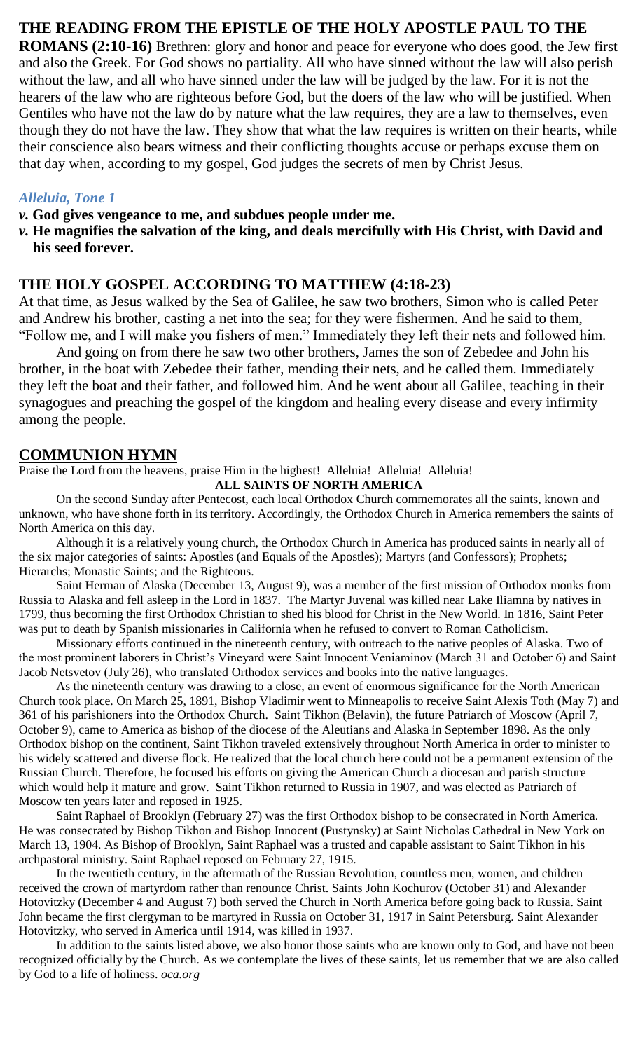## THE READING FROM THE EPISTLE OF THE HOLY APOSTLE PAUL TO THE ROMANS (2:10-16)

**ROMANS (2:10-16)** Brethren: glory and honor and peace for everyone who does good, the Jew first and also the Greek. For God shows no partiality. All who have sinned without the law will also perish without the law, and all who have sinned under the law will be judged by the law. For it is not the hearers of the law who are righteous before God, but the doers of the law who will be justified. When Gentiles who have not the law do by nature what the law requires, they are a law to themselves, even though they do not have the law. They show that what the law requires is written on their hearts, while their conscience also bears witness and their conflicting thoughts accuse or perhaps excuse them on that day when, according to my gospel, God judges the secrets of men by Christ Jesus.

### *Alleluia, Tone 1*

*v.* **God gives vengeance to me, and subdues people under me.**

*v.* **He magnifies the salvation of the king, and deals mercifully with His Christ, with David and his seed forever.**

## THE HOLY GOSPEL ACCORDING TO MATTHEW (4:18-23)

At that time, as Jesus walked by the Sea of Galilee, he saw two brothers, Simon who is called Peter and Andrew his brother, casting a net into the sea; for they were fishermen. And he said to them, "Follow me, and I will make you fishers of men." Immediately they left their nets and followed him.

And going on from there he saw two other brothers, James the son of Zebedee and John his brother, in the boat with Zebedee their father, mending their nets, and he called them. Immediately they left the boat and their father, and followed him. And he went about all Galilee, teaching in their synagogues and preaching the gospel of the kingdom and healing every disease and every infirmity among the people.

## COMMUNION HYMN

Praise the Lord from the heavens, praise Him in the highest! Alleluia! Alleluia! Alleluia!

### ALL SAINTS OF NORTH AMERICA

On the second Sunday after Pentecost, each local Orthodox Church commemorates all the saints, known and unknown, who have shone forth in its territory. Accordingly, the Orthodox Church in America remembers the saints of North America on this day.

Although it is a relatively young church, the Orthodox Church in America has produced saints in nearly all of the six major categories of saints: Apostles (and Equals of the Apostles); Martyrs (and Confessors); Prophets; Hierarchs; Monastic Saints; and the Righteous.

Saint Herman of Alaska (December 13, August 9), was a member of the first mission of Orthodox monks from Russia to Alaska and fell asleep in the Lord in 1837. The Martyr Juvenal was killed near Lake Iliamna by natives in 1799, thus becoming the first Orthodox Christian to shed his blood for Christ in the New World. In 1816, Saint Peter was put to death by Spanish missionaries in California when he refused to convert to Roman Catholicism.

Missionary efforts continued in the nineteenth century, with outreach to the native peoples of Alaska. Two of the most prominent laborers in Christ's Vineyard were Saint Innocent Veniaminov (March 31 and October 6) and Saint Jacob Netsvetov (July 26), who translated Orthodox services and books into the native languages.

As the nineteenth century was drawing to a close, an event of enormous significance for the North American Church took place. On March 25, 1891, Bishop Vladimir went to Minneapolis to receive Saint Alexis Toth (May 7) and 361 of his parishioners into the Orthodox Church. Saint Tikhon (Belavin), the future Patriarch of Moscow (April 7, October 9), came to America as bishop of the diocese of the Aleutians and Alaska in September 1898. As the only Orthodox bishop on the continent, Saint Tikhon traveled extensively throughout North America in order to minister to his widely scattered and diverse flock. He realized that the local church here could not be a permanent extension of the Russian Church. Therefore, he focused his efforts on giving the American Church a diocesan and parish structure which would help it mature and grow. Saint Tikhon returned to Russia in 1907, and was elected as Patriarch of Moscow ten years later and reposed in 1925.

Saint Raphael of Brooklyn (February 27) was the first Orthodox bishop to be consecrated in North America. He was consecrated by Bishop Tikhon and Bishop Innocent (Pustynsky) at Saint Nicholas Cathedral in New York on March 13, 1904. As Bishop of Brooklyn, Saint Raphael was a trusted and capable assistant to Saint Tikhon in his archpastoral ministry. Saint Raphael reposed on February 27, 1915.

In the twentieth century, in the aftermath of the Russian Revolution, countless men, women, and children received the crown of martyrdom rather than renounce Christ. Saints John Kochurov (October 31) and Alexander Hotovitzky (December 4 and August 7) both served the Church in North America before going back to Russia. Saint John became the first clergyman to be martyred in Russia on October 31, 1917 in Saint Petersburg. Saint Alexander Hotovitzky, who served in America until 1914, was killed in 1937.

In addition to the saints listed above, we also honor those saints who are known only to God, and have not been recognized officially by the Church. As we contemplate the lives of these saints, let us remember that we are also called by God to a life of holiness. *oca.org*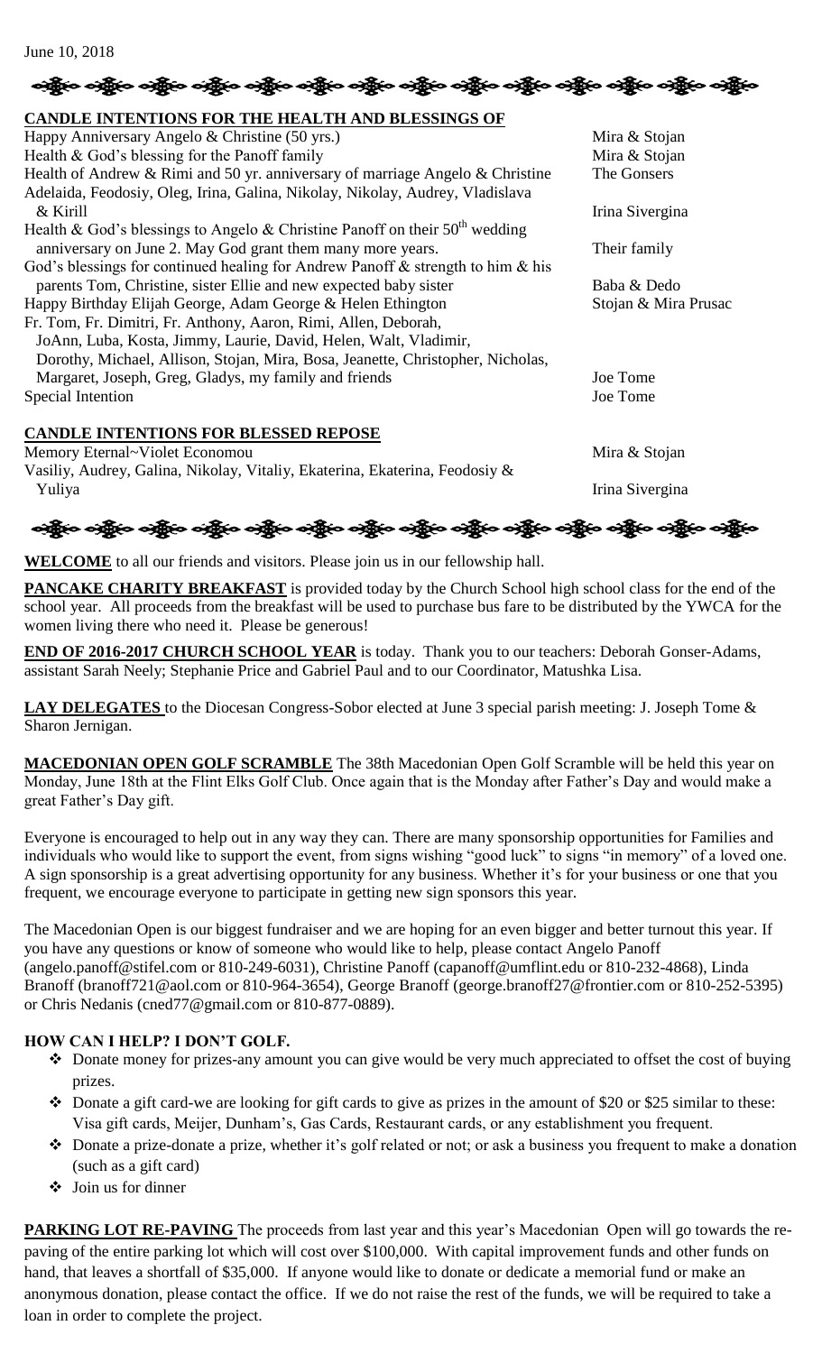June 10, 2018

**CANDLE INTENTIONS FOR THE HEALTH AND BLESSINGS OF**

| | |
|---|---|
| Happy Anniversary Angelo & Christine (50 yrs.) | Mira & Stojan |
| Health & God's blessing for the Panoff family | Mira & Stojan |
| Health of Andrew & Rimi and 50 yr. anniversary of marriage Angelo & Christine | The Gonsers |
| Adelaida, Feodosiy, Oleg, Irina, Galina, Nikolay, Nikolay, Audrey, Vladislava & Kirill | Irina Sivergina |
| Health & God's blessings to Angelo & Christine Panoff on their 50th wedding anniversary on June 2. May God grant them many more years. | Their family |
| God's blessings for continued healing for Andrew Panoff & strength to him & his parents Tom, Christine, sister Ellie and new expected baby sister | Baba & Dedo |
| Happy Birthday Elijah George, Adam George & Helen Ethington | Stojan & Mira Prusac |
| Fr. Tom, Fr. Dimitri, Fr. Anthony, Aaron, Rimi, Allen, Deborah, JoAnn, Luba, Kosta, Jimmy, Laurie, David, Helen, Walt, Vladimir, Dorothy, Michael, Allison, Stojan, Mira, Bosa, Jeanette, Christopher, Nicholas, Margaret, Joseph, Greg, Gladys, my family and friends | Joe Tome |
| Special Intention | Joe Tome |

**CANDLE INTENTIONS FOR BLESSED REPOSE**

| | |
|---|---|
| Memory Eternal~Violet Economou | Mira & Stojan |
| Vasiliy, Audrey, Galina, Nikolay, Vitaliy, Ekaterina, Ekaterina, Feodosiy & Yuliya | Irina Sivergina |

**WELCOME** to all our friends and visitors. Please join us in our fellowship hall.

**PANCAKE CHARITY BREAKFAST** is provided today by the Church School high school class for the end of the school year. All proceeds from the breakfast will be used to purchase bus fare to be distributed by the YWCA for the women living there who need it. Please be generous!

**END OF 2016-2017 CHURCH SCHOOL YEAR** is today. Thank you to our teachers: Deborah Gonser-Adams, assistant Sarah Neely; Stephanie Price and Gabriel Paul and to our Coordinator, Matushka Lisa.

**LAY DELEGATES** to the Diocesan Congress-Sobor elected at June 3 special parish meeting: J. Joseph Tome & Sharon Jernigan.

**MACEDONIAN OPEN GOLF SCRAMBLE** The 38th Macedonian Open Golf Scramble will be held this year on Monday, June 18th at the Flint Elks Golf Club. Once again that is the Monday after Father's Day and would make a great Father's Day gift.

Everyone is encouraged to help out in any way they can. There are many sponsorship opportunities for Families and individuals who would like to support the event, from signs wishing "good luck" to signs "in memory" of a loved one. A sign sponsorship is a great advertising opportunity for any business. Whether it's for your business or one that you frequent, we encourage everyone to participate in getting new sign sponsors this year.

The Macedonian Open is our biggest fundraiser and we are hoping for an even bigger and better turnout this year. If you have any questions or know of someone who would like to help, please contact Angelo Panoff (angelo.panoff@stifel.com or 810-249-6031), Christine Panoff (capanoff@umflint.edu or 810-232-4868), Linda Branoff (branoff721@aol.com or 810-964-3654), George Branoff (george.branoff27@frontier.com or 810-252-5395) or Chris Nedanis (cned77@gmail.com or 810-877-0889).

**HOW CAN I HELP? I DON'T GOLF.**

- Donate money for prizes-any amount you can give would be very much appreciated to offset the cost of buying prizes.
- Donate a gift card-we are looking for gift cards to give as prizes in the amount of $20 or $25 similar to these: Visa gift cards, Meijer, Dunham's, Gas Cards, Restaurant cards, or any establishment you frequent.
- Donate a prize-donate a prize, whether it's golf related or not; or ask a business you frequent to make a donation (such as a gift card)
- Join us for dinner

**PARKING LOT RE-PAVING** The proceeds from last year and this year's Macedonian Open will go towards the re-paving of the entire parking lot which will cost over $100,000. With capital improvement funds and other funds on hand, that leaves a shortfall of $35,000. If anyone would like to donate or dedicate a memorial fund or make an anonymous donation, please contact the office. If we do not raise the rest of the funds, we will be required to take a loan in order to complete the project.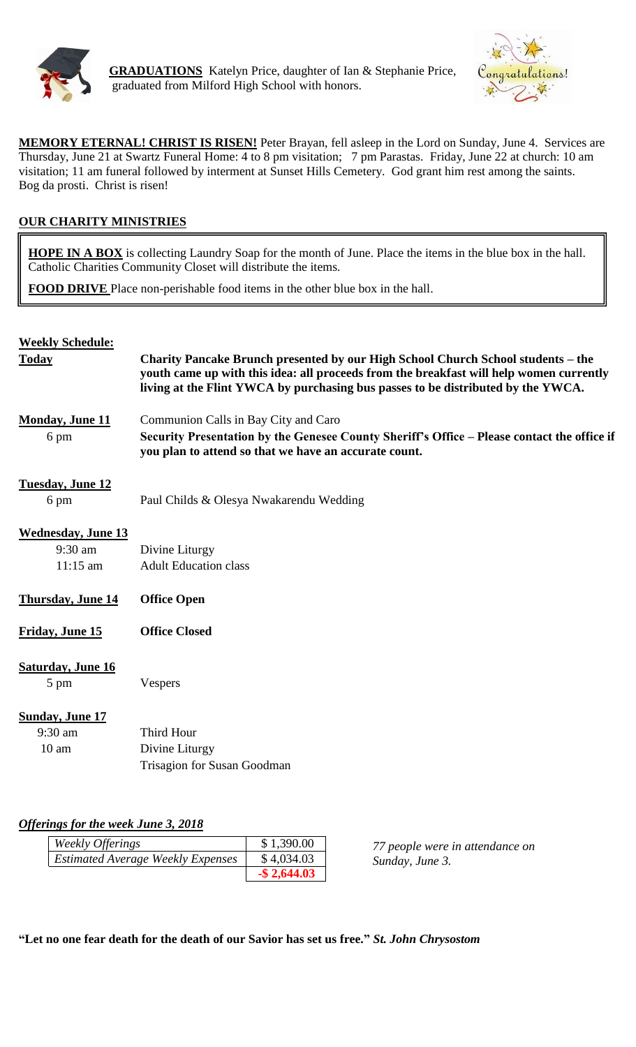**GRADUATIONS** Katelyn Price, daughter of Ian & Stephanie Price, graduated from Milford High School with honors.

**MEMORY ETERNAL! CHRIST IS RISEN!** Peter Brayan, fell asleep in the Lord on Sunday, June 4. Services are Thursday, June 21 at Swartz Funeral Home: 4 to 8 pm visitation; 7 pm Parastas. Friday, June 22 at church: 10 am visitation; 11 am funeral followed by interment at Sunset Hills Cemetery. God grant him rest among the saints. Bog da prosti. Christ is risen!

## OUR CHARITY MINISTRIES

**HOPE IN A BOX** is collecting Laundry Soap for the month of June. Place the items in the blue box in the hall. Catholic Charities Community Closet will distribute the items.

**FOOD DRIVE** Place non-perishable food items in the other blue box in the hall.

## Weekly Schedule:

**Today** — **Charity Pancake Brunch presented by our High School Church School students – the youth came up with this idea: all proceeds from the breakfast will help women currently living at the Flint YWCA by purchasing bus passes to be distributed by the YWCA.**

**Monday, June 11**
- Communion Calls in Bay City and Caro
- 6 pm — **Security Presentation by the Genesee County Sheriff's Office – Please contact the office if you plan to attend so that we have an accurate count.**

**Tuesday, June 12**
- 6 pm — Paul Childs & Olesya Nwakarendu Wedding

**Wednesday, June 13**
- 9:30 am — Divine Liturgy
- 11:15 am — Adult Education class

**Thursday, June 14** — **Office Open**

**Friday, June 15** — **Office Closed**

**Saturday, June 16**
- 5 pm — Vespers

**Sunday, June 17**
- 9:30 am — Third Hour
- 10 am — Divine Liturgy
- Trisagion for Susan Goodman

## *Offerings for the week June 3, 2018*

| | |
|---|---|
| *Weekly Offerings* | $ 1,390.00 |
| *Estimated Average Weekly Expenses* | $ 4,034.03 |
| | **-$ 2,644.03** |

*77 people were in attendance on Sunday, June 3.*

**"Let no one fear death for the death of our Savior has set us free."** ***St. John Chrysostom***